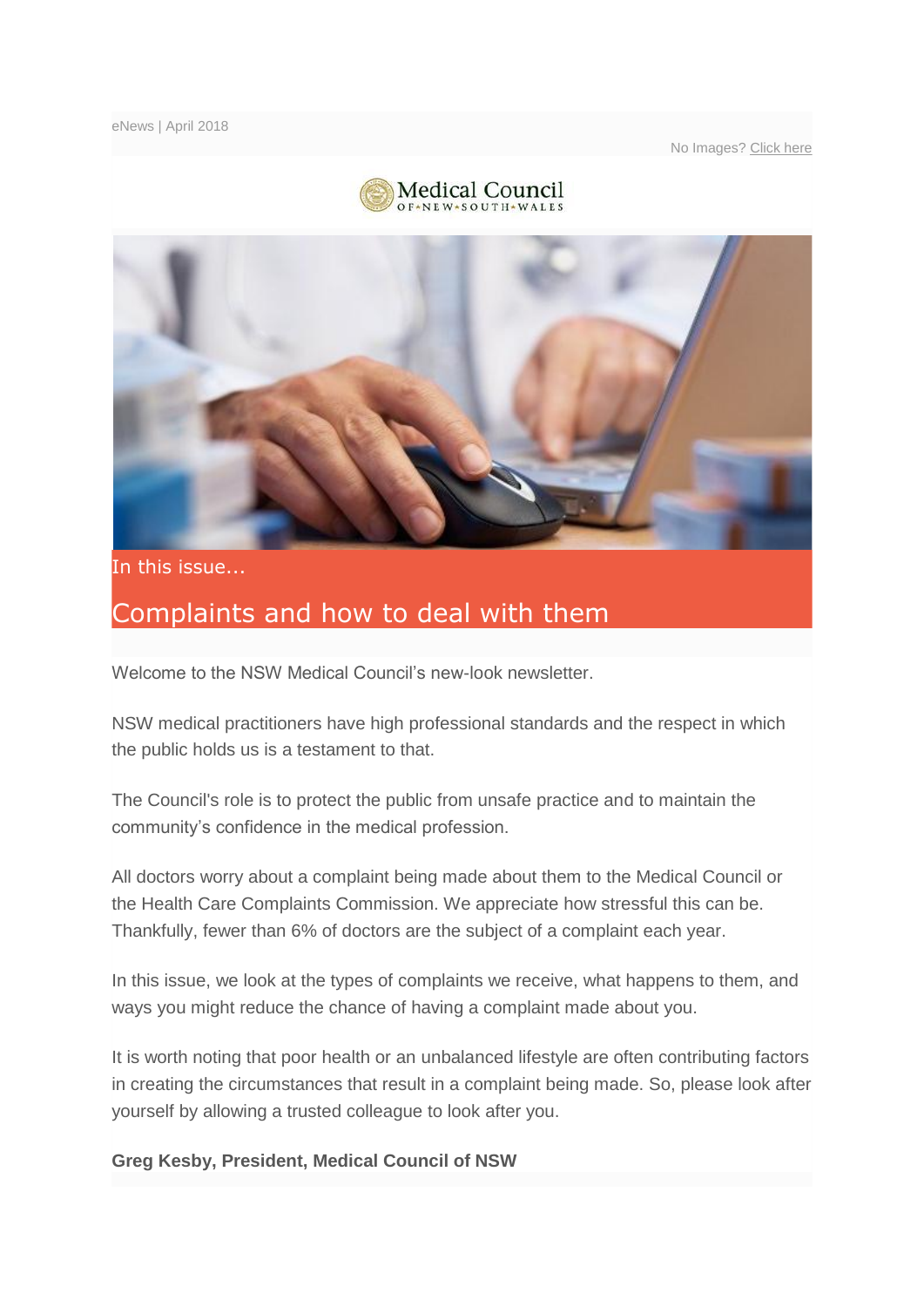eNews | April 2018

No Images? Click here

Medical Council OF NEW SOUTH WALES

In this issue...

# Complaints and how to deal with them

Welcome to the NSW Medical Council's new-look newsletter.

NSW medical practitioners have high professional standards and the respect in which the public holds us is a testament to that.

The Council's role is to protect the public from unsafe practice and to maintain the community's confidence in the medical profession.

All doctors worry about a complaint being made about them to the Medical Council or the Health Care Complaints Commission. We appreciate how stressful this can be. Thankfully, fewer than 6% of doctors are the subject of a complaint each year.

In this issue, we look at the types of complaints we receive, what happens to them, and ways you might reduce the chance of having a complaint made about you.

It is worth noting that poor health or an unbalanced lifestyle are often contributing factors in creating the circumstances that result in a complaint being made. So, please look after yourself by allowing a trusted colleague to look after you.

**Greg Kesby, President, Medical Council of NSW**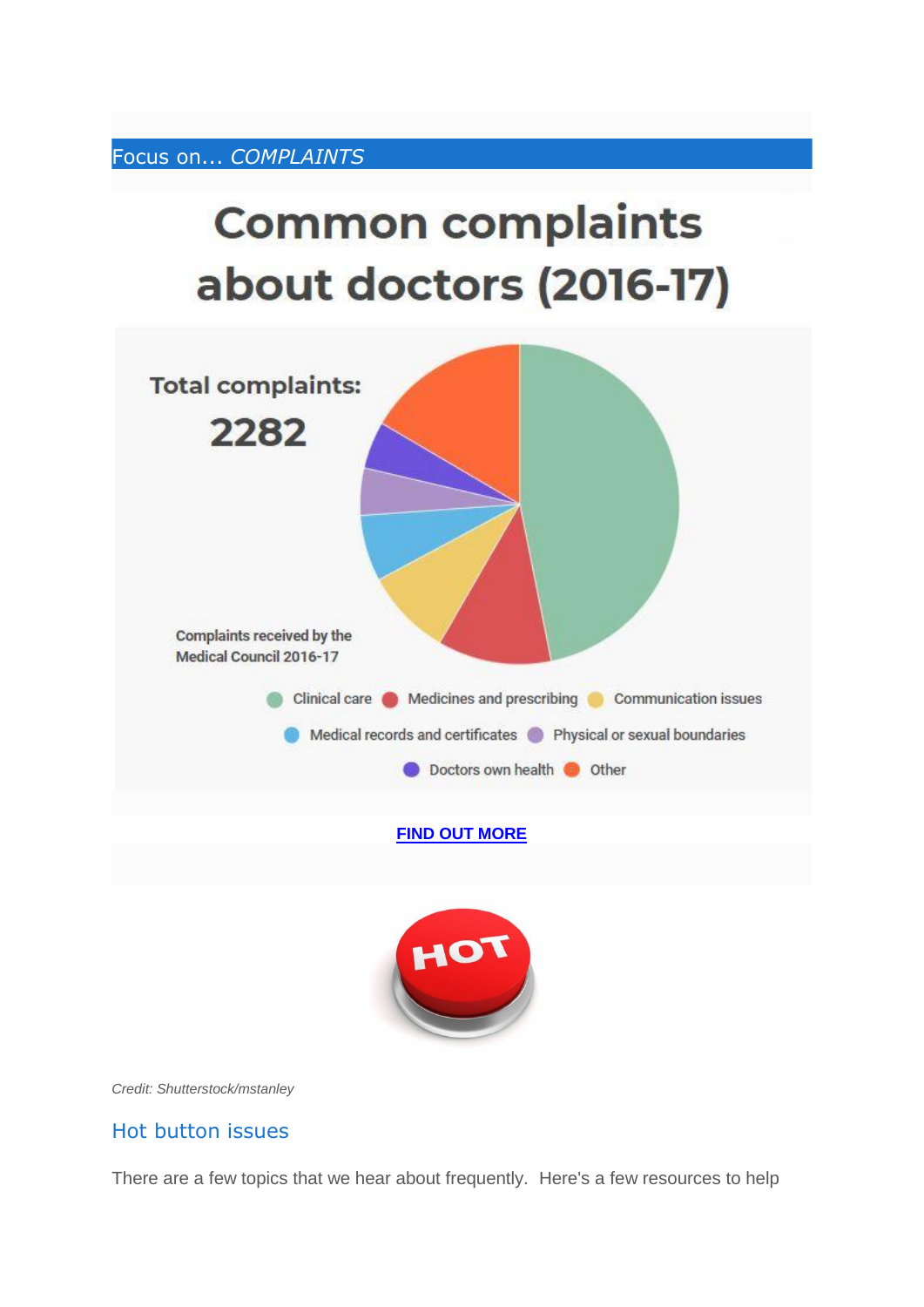Focus on... *COMPLAINTS*

# Common complaints about doctors (2016-17)

Total complaints: 2282

Complaints received by the Medical Council 2016-17

Clinical care, Medicines and prescribing, Communication issues, Medical records and certificates, Physical or sexual boundaries, Doctors own health, Other

**FIND OUT MORE**

*Credit: Shutterstock/mstanley*

## Hot button issues

There are a few topics that we hear about frequently. Here's a few resources to help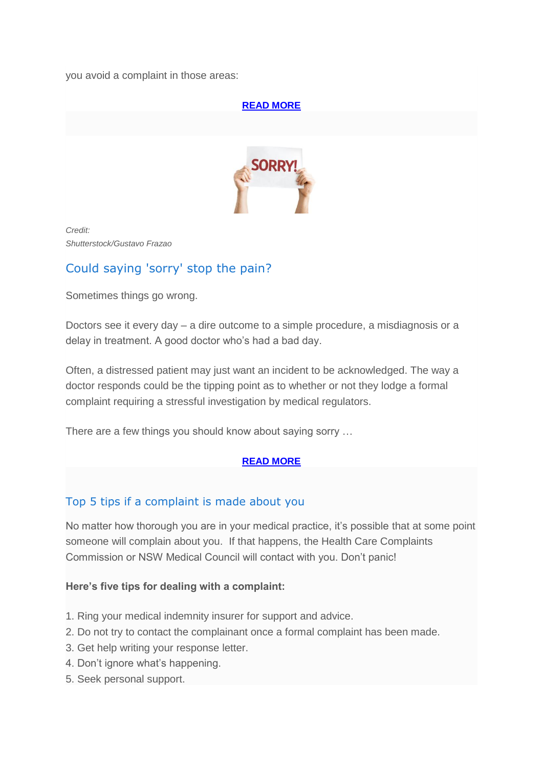you avoid a complaint in those areas:

**READ MORE**

*Credit:*
*Shutterstock/Gustavo Frazao*

## Could saying 'sorry' stop the pain?

Sometimes things go wrong.

Doctors see it every day – a dire outcome to a simple procedure, a misdiagnosis or a delay in treatment. A good doctor who's had a bad day.

Often, a distressed patient may just want an incident to be acknowledged. The way a doctor responds could be the tipping point as to whether or not they lodge a formal complaint requiring a stressful investigation by medical regulators.

There are a few things you should know about saying sorry …

**READ MORE**

## Top 5 tips if a complaint is made about you

No matter how thorough you are in your medical practice, it's possible that at some point someone will complain about you.  If that happens, the Health Care Complaints Commission or NSW Medical Council will contact with you. Don't panic!

**Here's five tips for dealing with a complaint:**

1. Ring your medical indemnity insurer for support and advice.
2. Do not try to contact the complainant once a formal complaint has been made.
3. Get help writing your response letter.
4. Don't ignore what's happening.
5. Seek personal support.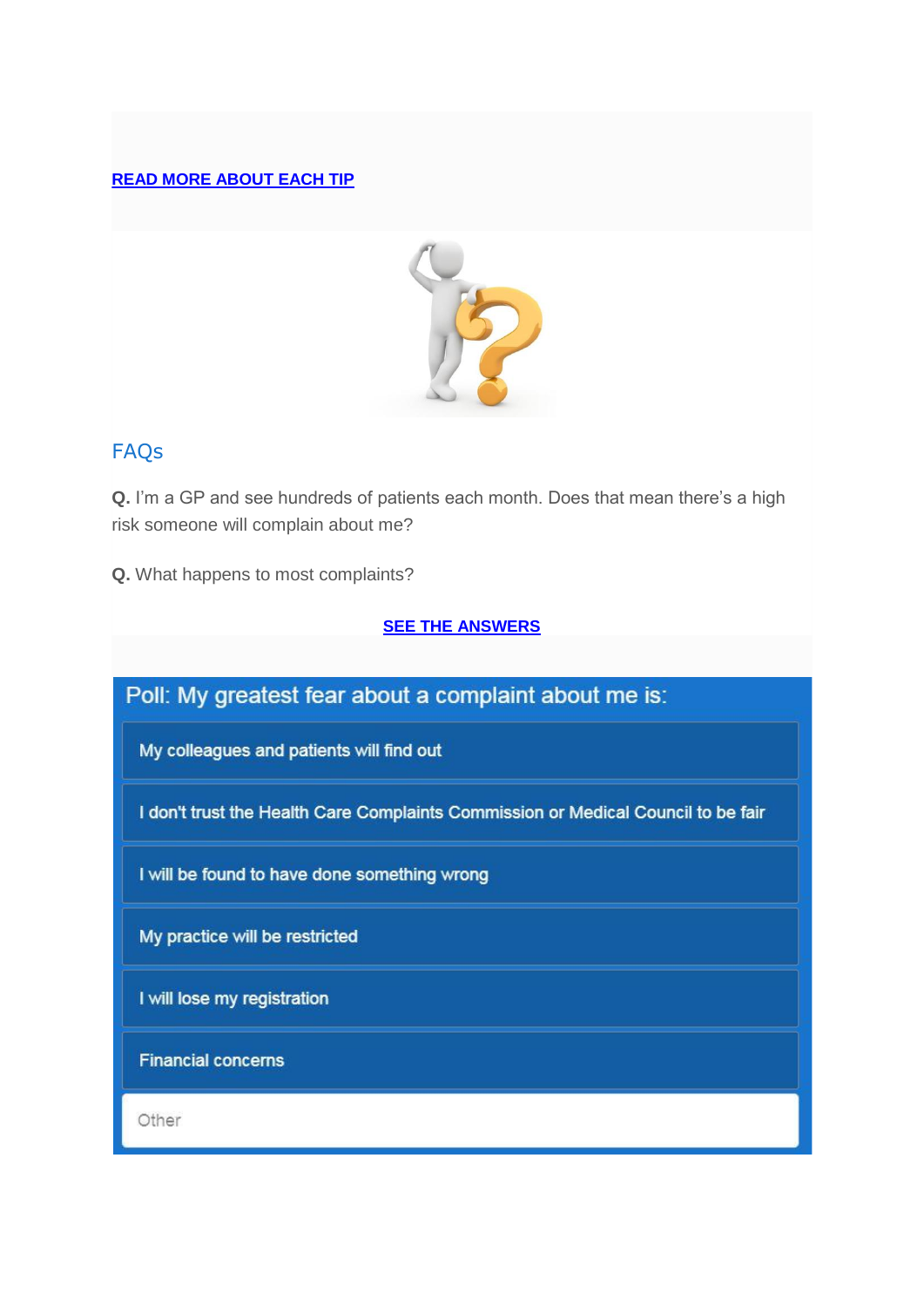**READ MORE ABOUT EACH TIP**

## FAQs

**Q.** I'm a GP and see hundreds of patients each month. Does that mean there's a high risk someone will complain about me?

**Q.** What happens to most complaints?

**SEE THE ANSWERS**

Poll: My greatest fear about a complaint about me is:

- My colleagues and patients will find out
- I don't trust the Health Care Complaints Commission or Medical Council to be fair
- I will be found to have done something wrong
- My practice will be restricted
- I will lose my registration
- Financial concerns
- Other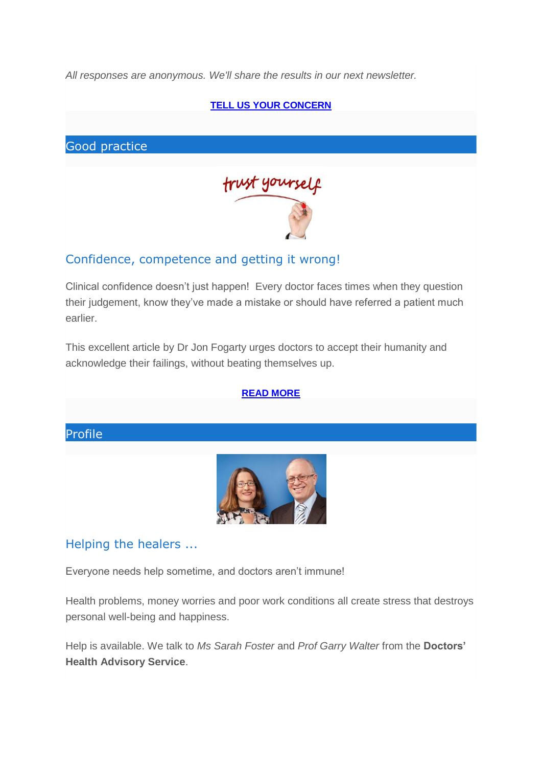*All responses are anonymous. We'll share the results in our next newsletter.*

**TELL US YOUR CONCERN**

## Good practice

### Confidence, competence and getting it wrong!

Clinical confidence doesn't just happen! Every doctor faces times when they question their judgement, know they've made a mistake or should have referred a patient much earlier.

This excellent article by Dr Jon Fogarty urges doctors to accept their humanity and acknowledge their failings, without beating themselves up.

**READ MORE**

## Profile

### Helping the healers ...

Everyone needs help sometime, and doctors aren't immune!

Health problems, money worries and poor work conditions all create stress that destroys personal well-being and happiness.

Help is available. We talk to *Ms Sarah Foster* and *Prof Garry Walter* from the **Doctors' Health Advisory Service**.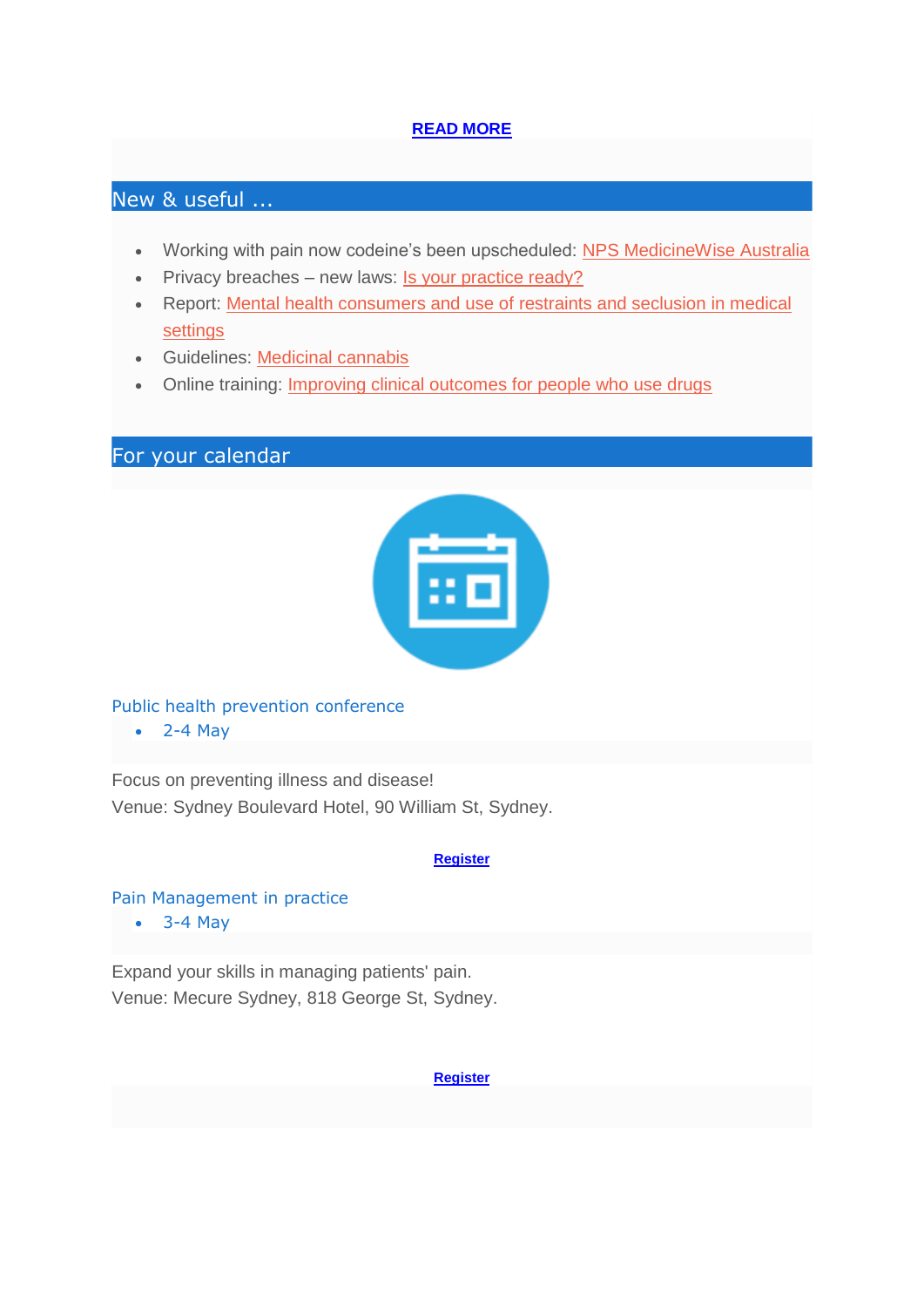**READ MORE**

## New & useful ...

- Working with pain now codeine's been upscheduled: NPS MedicineWise Australia
- Privacy breaches – new laws: Is your practice ready?
- Report: Mental health consumers and use of restraints and seclusion in medical settings
- Guidelines: Medicinal cannabis
- Online training: Improving clinical outcomes for people who use drugs

## For your calendar

### Public health prevention conference

- 2-4 May

Focus on preventing illness and disease!
Venue: Sydney Boulevard Hotel, 90 William St, Sydney.

**Register**

### Pain Management in practice

- 3-4 May

Expand your skills in managing patients' pain.
Venue: Mecure Sydney, 818 George St, Sydney.

**Register**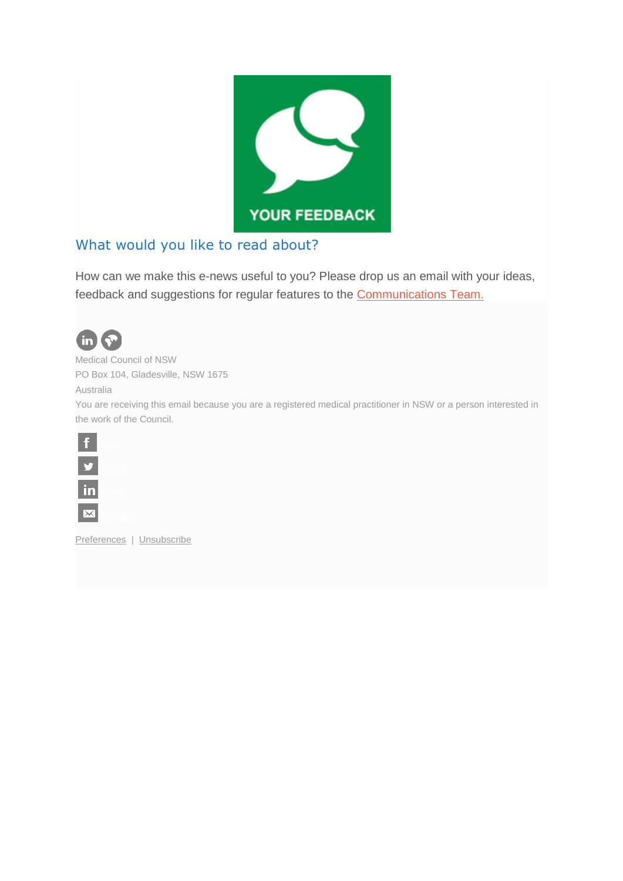YOUR FEEDBACK

## What would you like to read about?

How can we make this e-news useful to you? Please drop us an email with your ideas, feedback and suggestions for regular features to the Communications Team.

Medical Council of NSW
PO Box 104, Gladesville, NSW 1675
Australia

You are receiving this email because you are a registered medical practitioner in NSW or a person interested in the work of the Council.

Like

Tweet

Share

Forward

Preferences | Unsubscribe